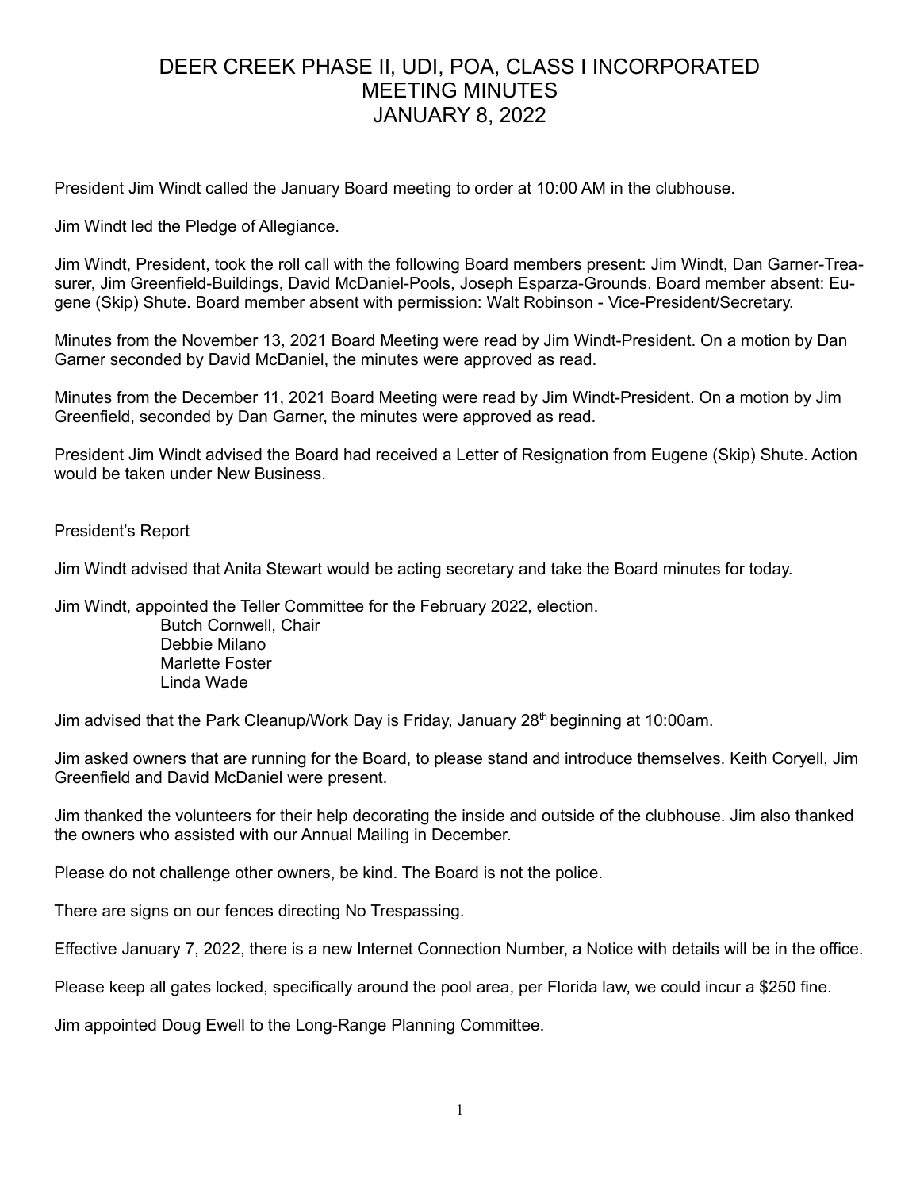# DEER CREEK PHASE II, UDI, POA, CLASS I INCORPORATED
# MEETING MINUTES
# JANUARY 8, 2022

President Jim Windt called the January Board meeting to order at 10:00 AM in the clubhouse.

Jim Windt led the Pledge of Allegiance.

Jim Windt, President, took the roll call with the following Board members present: Jim Windt, Dan Garner-Treasurer, Jim Greenfield-Buildings, David McDaniel-Pools, Joseph Esparza-Grounds. Board member absent: Eugene (Skip) Shute. Board member absent with permission: Walt Robinson - Vice-President/Secretary.

Minutes from the November 13, 2021 Board Meeting were read by Jim Windt-President. On a motion by Dan Garner seconded by David McDaniel, the minutes were approved as read.

Minutes from the December 11, 2021 Board Meeting were read by Jim Windt-President. On a motion by Jim Greenfield, seconded by Dan Garner, the minutes were approved as read.

President Jim Windt advised the Board had received a Letter of Resignation from Eugene (Skip) Shute. Action would be taken under New Business.

President's Report

Jim Windt advised that Anita Stewart would be acting secretary and take the Board minutes for today.

Jim Windt, appointed the Teller Committee for the February 2022, election.

Butch Cornwell, Chair
Debbie Milano
Marlette Foster
Linda Wade

Jim advised that the Park Cleanup/Work Day is Friday, January 28th beginning at 10:00am.

Jim asked owners that are running for the Board, to please stand and introduce themselves. Keith Coryell, Jim Greenfield and David McDaniel were present.

Jim thanked the volunteers for their help decorating the inside and outside of the clubhouse. Jim also thanked the owners who assisted with our Annual Mailing in December.

Please do not challenge other owners, be kind. The Board is not the police.

There are signs on our fences directing No Trespassing.

Effective January 7, 2022, there is a new Internet Connection Number, a Notice with details will be in the office.

Please keep all gates locked, specifically around the pool area, per Florida law, we could incur a $250 fine.

Jim appointed Doug Ewell to the Long-Range Planning Committee.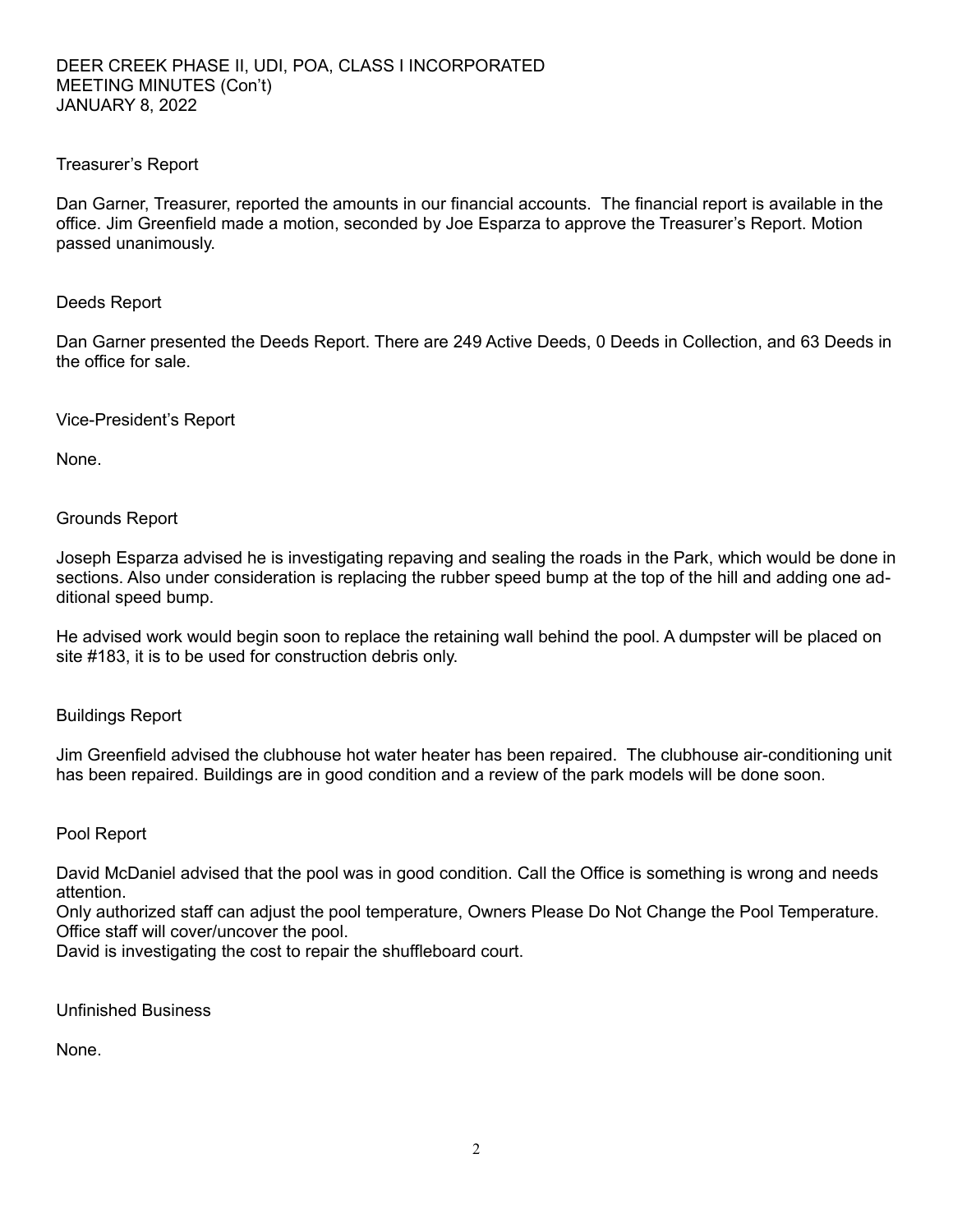DEER CREEK PHASE II, UDI, POA, CLASS I INCORPORATED
MEETING MINUTES (Con't)
JANUARY 8, 2022

## Treasurer's Report

Dan Garner, Treasurer, reported the amounts in our financial accounts. The financial report is available in the office. Jim Greenfield made a motion, seconded by Joe Esparza to approve the Treasurer's Report. Motion passed unanimously.

## Deeds Report

Dan Garner presented the Deeds Report. There are 249 Active Deeds, 0 Deeds in Collection, and 63 Deeds in the office for sale.

## Vice-President's Report

None.

## Grounds Report

Joseph Esparza advised he is investigating repaving and sealing the roads in the Park, which would be done in sections. Also under consideration is replacing the rubber speed bump at the top of the hill and adding one additional speed bump.

He advised work would begin soon to replace the retaining wall behind the pool. A dumpster will be placed on site #183, it is to be used for construction debris only.

## Buildings Report

Jim Greenfield advised the clubhouse hot water heater has been repaired. The clubhouse air-conditioning unit has been repaired. Buildings are in good condition and a review of the park models will be done soon.

## Pool Report

David McDaniel advised that the pool was in good condition. Call the Office is something is wrong and needs attention.
Only authorized staff can adjust the pool temperature, Owners Please Do Not Change the Pool Temperature.
Office staff will cover/uncover the pool.
David is investigating the cost to repair the shuffleboard court.

## Unfinished Business

None.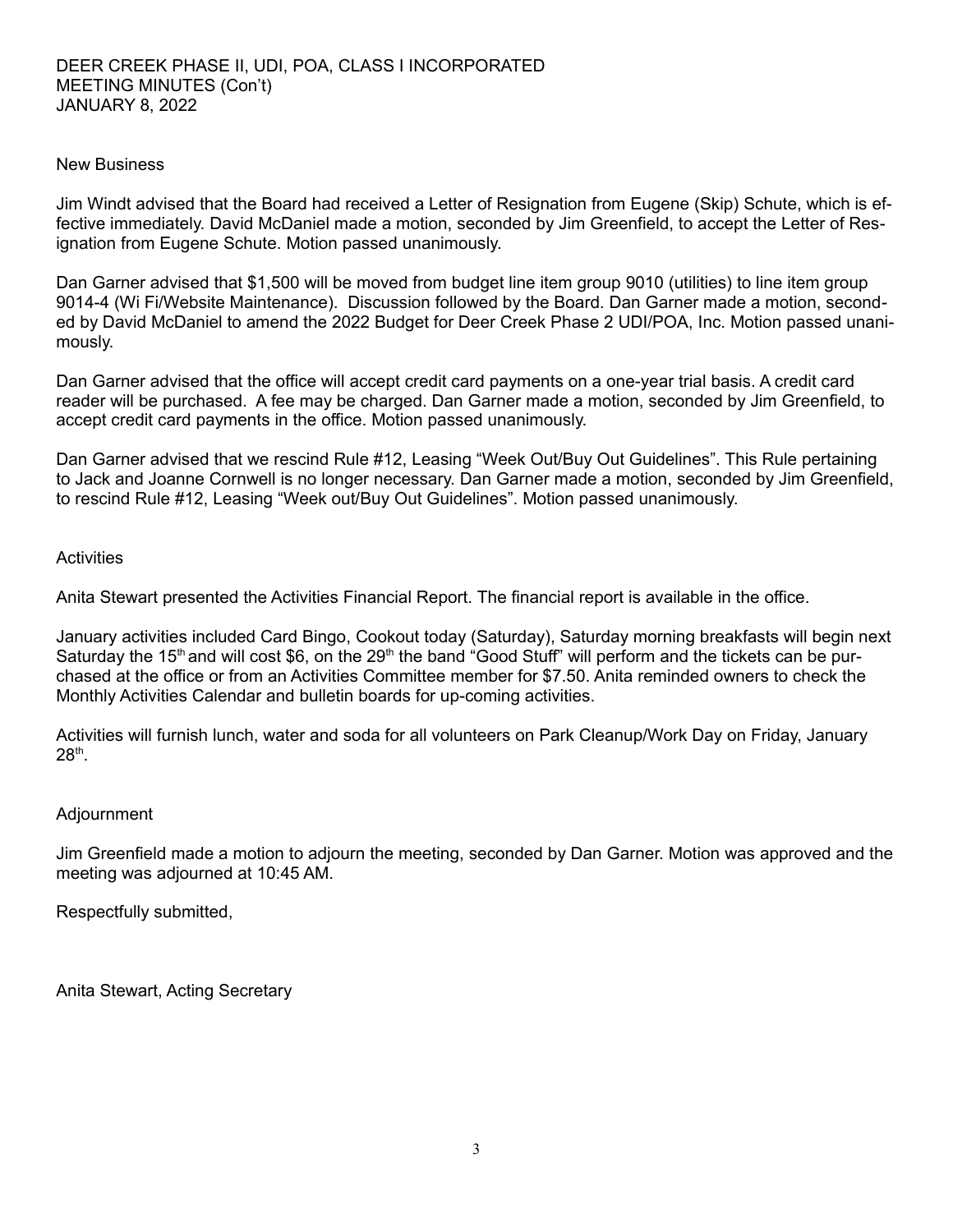DEER CREEK PHASE II, UDI, POA, CLASS I INCORPORATED
MEETING MINUTES (Con't)
JANUARY 8, 2022

## New Business

Jim Windt advised that the Board had received a Letter of Resignation from Eugene (Skip) Schute, which is effective immediately. David McDaniel made a motion, seconded by Jim Greenfield, to accept the Letter of Resignation from Eugene Schute. Motion passed unanimously.

Dan Garner advised that $1,500 will be moved from budget line item group 9010 (utilities) to line item group 9014-4 (Wi Fi/Website Maintenance). Discussion followed by the Board. Dan Garner made a motion, seconded by David McDaniel to amend the 2022 Budget for Deer Creek Phase 2 UDI/POA, Inc. Motion passed unanimously.

Dan Garner advised that the office will accept credit card payments on a one-year trial basis. A credit card reader will be purchased. A fee may be charged. Dan Garner made a motion, seconded by Jim Greenfield, to accept credit card payments in the office. Motion passed unanimously.

Dan Garner advised that we rescind Rule #12, Leasing "Week Out/Buy Out Guidelines". This Rule pertaining to Jack and Joanne Cornwell is no longer necessary. Dan Garner made a motion, seconded by Jim Greenfield, to rescind Rule #12, Leasing "Week out/Buy Out Guidelines". Motion passed unanimously.

## Activities

Anita Stewart presented the Activities Financial Report. The financial report is available in the office.

January activities included Card Bingo, Cookout today (Saturday), Saturday morning breakfasts will begin next Saturday the 15th and will cost $6, on the 29th the band "Good Stuff" will perform and the tickets can be purchased at the office or from an Activities Committee member for $7.50. Anita reminded owners to check the Monthly Activities Calendar and bulletin boards for up-coming activities.

Activities will furnish lunch, water and soda for all volunteers on Park Cleanup/Work Day on Friday, January 28th.

## Adjournment

Jim Greenfield made a motion to adjourn the meeting, seconded by Dan Garner. Motion was approved and the meeting was adjourned at 10:45 AM.

Respectfully submitted,

Anita Stewart, Acting Secretary